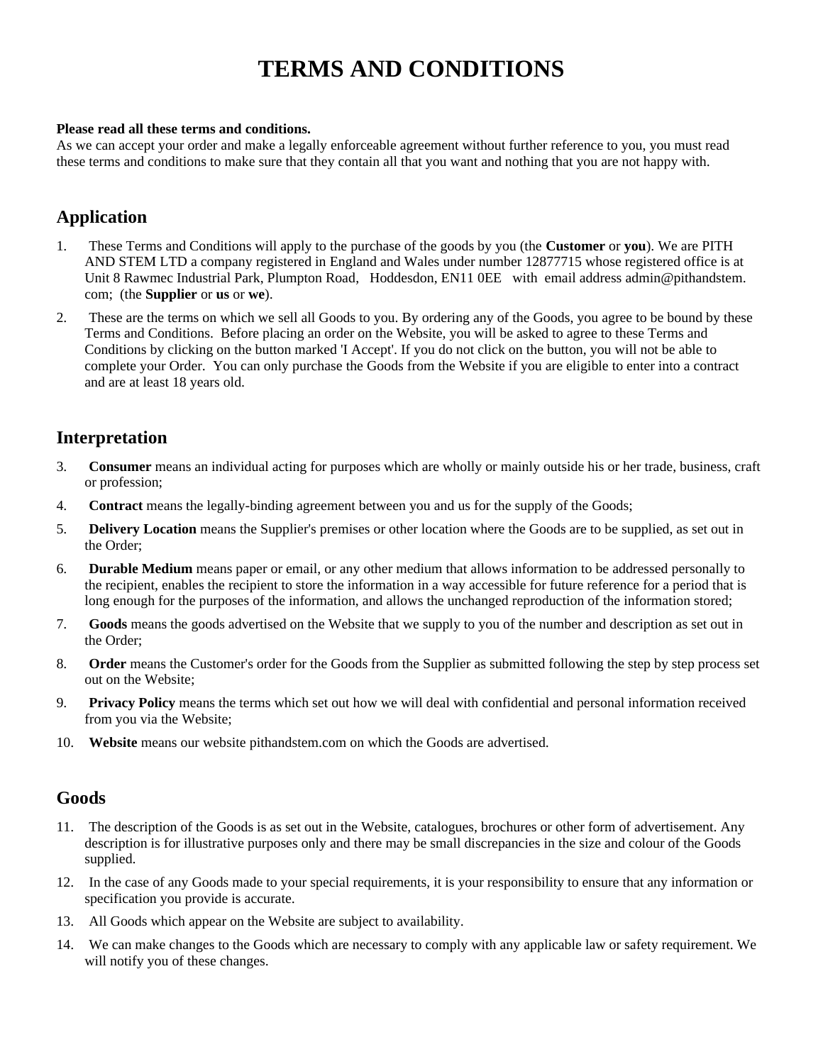# TERMS AND CONDITIONS

**Please read all these terms and conditions.**
As we can accept your order and make a legally enforceable agreement without further reference to you, you must read these terms and conditions to make sure that they contain all that you want and nothing that you are not happy with.

## Application

1. These Terms and Conditions will apply to the purchase of the goods by you (the **Customer** or **you**). We are PITH AND STEM LTD a company registered in England and Wales under number 12877715 whose registered office is at Unit 8 Rawmec Industrial Park, Plumpton Road, Hoddesdon, EN11 0EE with email address admin@pithandstem.com; (the **Supplier** or **us** or **we**).
2. These are the terms on which we sell all Goods to you. By ordering any of the Goods, you agree to be bound by these Terms and Conditions. Before placing an order on the Website, you will be asked to agree to these Terms and Conditions by clicking on the button marked 'I Accept'. If you do not click on the button, you will not be able to complete your Order. You can only purchase the Goods from the Website if you are eligible to enter into a contract and are at least 18 years old.

## Interpretation

3. **Consumer** means an individual acting for purposes which are wholly or mainly outside his or her trade, business, craft or profession;
4. **Contract** means the legally-binding agreement between you and us for the supply of the Goods;
5. **Delivery Location** means the Supplier's premises or other location where the Goods are to be supplied, as set out in the Order;
6. **Durable Medium** means paper or email, or any other medium that allows information to be addressed personally to the recipient, enables the recipient to store the information in a way accessible for future reference for a period that is long enough for the purposes of the information, and allows the unchanged reproduction of the information stored;
7. **Goods** means the goods advertised on the Website that we supply to you of the number and description as set out in the Order;
8. **Order** means the Customer's order for the Goods from the Supplier as submitted following the step by step process set out on the Website;
9. **Privacy Policy** means the terms which set out how we will deal with confidential and personal information received from you via the Website;
10. **Website** means our website pithandstem.com on which the Goods are advertised.

## Goods

11. The description of the Goods is as set out in the Website, catalogues, brochures or other form of advertisement. Any description is for illustrative purposes only and there may be small discrepancies in the size and colour of the Goods supplied.
12. In the case of any Goods made to your special requirements, it is your responsibility to ensure that any information or specification you provide is accurate.
13. All Goods which appear on the Website are subject to availability.
14. We can make changes to the Goods which are necessary to comply with any applicable law or safety requirement. We will notify you of these changes.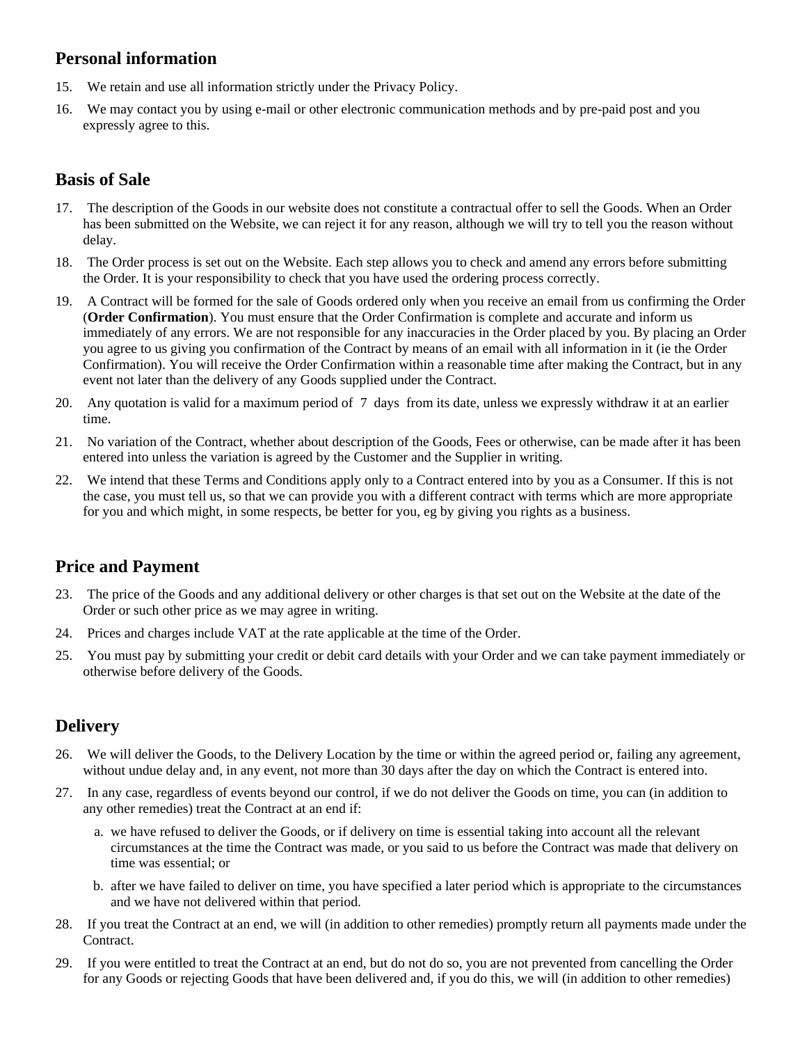## Personal information

15. We retain and use all information strictly under the Privacy Policy.
16. We may contact you by using e-mail or other electronic communication methods and by pre-paid post and you expressly agree to this.

## Basis of Sale

17. The description of the Goods in our website does not constitute a contractual offer to sell the Goods. When an Order has been submitted on the Website, we can reject it for any reason, although we will try to tell you the reason without delay.
18. The Order process is set out on the Website. Each step allows you to check and amend any errors before submitting the Order. It is your responsibility to check that you have used the ordering process correctly.
19. A Contract will be formed for the sale of Goods ordered only when you receive an email from us confirming the Order (**Order Confirmation**). You must ensure that the Order Confirmation is complete and accurate and inform us immediately of any errors. We are not responsible for any inaccuracies in the Order placed by you. By placing an Order you agree to us giving you confirmation of the Contract by means of an email with all information in it (ie the Order Confirmation). You will receive the Order Confirmation within a reasonable time after making the Contract, but in any event not later than the delivery of any Goods supplied under the Contract.
20. Any quotation is valid for a maximum period of 7 days from its date, unless we expressly withdraw it at an earlier time.
21. No variation of the Contract, whether about description of the Goods, Fees or otherwise, can be made after it has been entered into unless the variation is agreed by the Customer and the Supplier in writing.
22. We intend that these Terms and Conditions apply only to a Contract entered into by you as a Consumer. If this is not the case, you must tell us, so that we can provide you with a different contract with terms which are more appropriate for you and which might, in some respects, be better for you, eg by giving you rights as a business.

## Price and Payment

23. The price of the Goods and any additional delivery or other charges is that set out on the Website at the date of the Order or such other price as we may agree in writing.
24. Prices and charges include VAT at the rate applicable at the time of the Order.
25. You must pay by submitting your credit or debit card details with your Order and we can take payment immediately or otherwise before delivery of the Goods.

## Delivery

26. We will deliver the Goods, to the Delivery Location by the time or within the agreed period or, failing any agreement, without undue delay and, in any event, not more than 30 days after the day on which the Contract is entered into.
27. In any case, regardless of events beyond our control, if we do not deliver the Goods on time, you can (in addition to any other remedies) treat the Contract at an end if:
    a. we have refused to deliver the Goods, or if delivery on time is essential taking into account all the relevant circumstances at the time the Contract was made, or you said to us before the Contract was made that delivery on time was essential; or
    b. after we have failed to deliver on time, you have specified a later period which is appropriate to the circumstances and we have not delivered within that period.
28. If you treat the Contract at an end, we will (in addition to other remedies) promptly return all payments made under the Contract.
29. If you were entitled to treat the Contract at an end, but do not do so, you are not prevented from cancelling the Order for any Goods or rejecting Goods that have been delivered and, if you do this, we will (in addition to other remedies)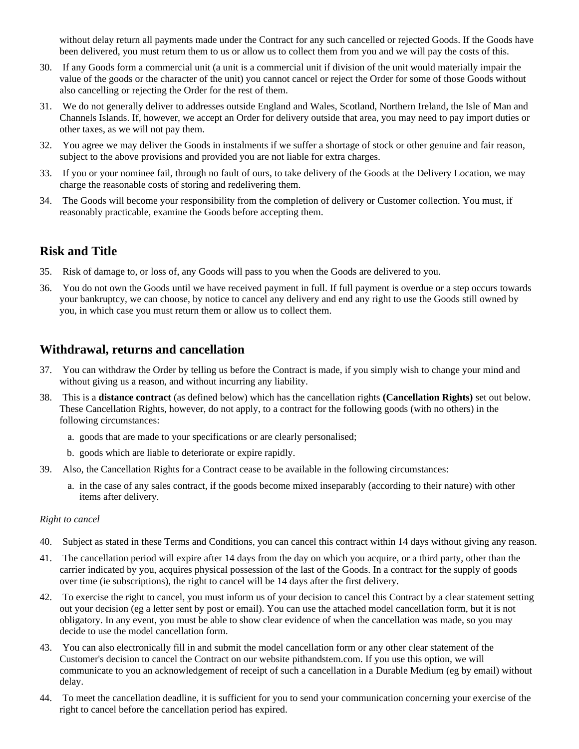without delay return all payments made under the Contract for any such cancelled or rejected Goods. If the Goods have been delivered, you must return them to us or allow us to collect them from you and we will pay the costs of this.

30. If any Goods form a commercial unit (a unit is a commercial unit if division of the unit would materially impair the value of the goods or the character of the unit) you cannot cancel or reject the Order for some of those Goods without also cancelling or rejecting the Order for the rest of them.
31. We do not generally deliver to addresses outside England and Wales, Scotland, Northern Ireland, the Isle of Man and Channels Islands. If, however, we accept an Order for delivery outside that area, you may need to pay import duties or other taxes, as we will not pay them.
32. You agree we may deliver the Goods in instalments if we suffer a shortage of stock or other genuine and fair reason, subject to the above provisions and provided you are not liable for extra charges.
33. If you or your nominee fail, through no fault of ours, to take delivery of the Goods at the Delivery Location, we may charge the reasonable costs of storing and redelivering them.
34. The Goods will become your responsibility from the completion of delivery or Customer collection. You must, if reasonably practicable, examine the Goods before accepting them.

## Risk and Title

35. Risk of damage to, or loss of, any Goods will pass to you when the Goods are delivered to you.
36. You do not own the Goods until we have received payment in full. If full payment is overdue or a step occurs towards your bankruptcy, we can choose, by notice to cancel any delivery and end any right to use the Goods still owned by you, in which case you must return them or allow us to collect them.

## Withdrawal, returns and cancellation

37. You can withdraw the Order by telling us before the Contract is made, if you simply wish to change your mind and without giving us a reason, and without incurring any liability.
38. This is a **distance contract** (as defined below) which has the cancellation rights **(Cancellation Rights)** set out below. These Cancellation Rights, however, do not apply, to a contract for the following goods (with no others) in the following circumstances:
    a. goods that are made to your specifications or are clearly personalised;
    b. goods which are liable to deteriorate or expire rapidly.
39. Also, the Cancellation Rights for a Contract cease to be available in the following circumstances:
    a. in the case of any sales contract, if the goods become mixed inseparably (according to their nature) with other items after delivery.

*Right to cancel*

40. Subject as stated in these Terms and Conditions, you can cancel this contract within 14 days without giving any reason.
41. The cancellation period will expire after 14 days from the day on which you acquire, or a third party, other than the carrier indicated by you, acquires physical possession of the last of the Goods. In a contract for the supply of goods over time (ie subscriptions), the right to cancel will be 14 days after the first delivery.
42. To exercise the right to cancel, you must inform us of your decision to cancel this Contract by a clear statement setting out your decision (eg a letter sent by post or email). You can use the attached model cancellation form, but it is not obligatory. In any event, you must be able to show clear evidence of when the cancellation was made, so you may decide to use the model cancellation form.
43. You can also electronically fill in and submit the model cancellation form or any other clear statement of the Customer's decision to cancel the Contract on our website pithandstem.com. If you use this option, we will communicate to you an acknowledgement of receipt of such a cancellation in a Durable Medium (eg by email) without delay.
44. To meet the cancellation deadline, it is sufficient for you to send your communication concerning your exercise of the right to cancel before the cancellation period has expired.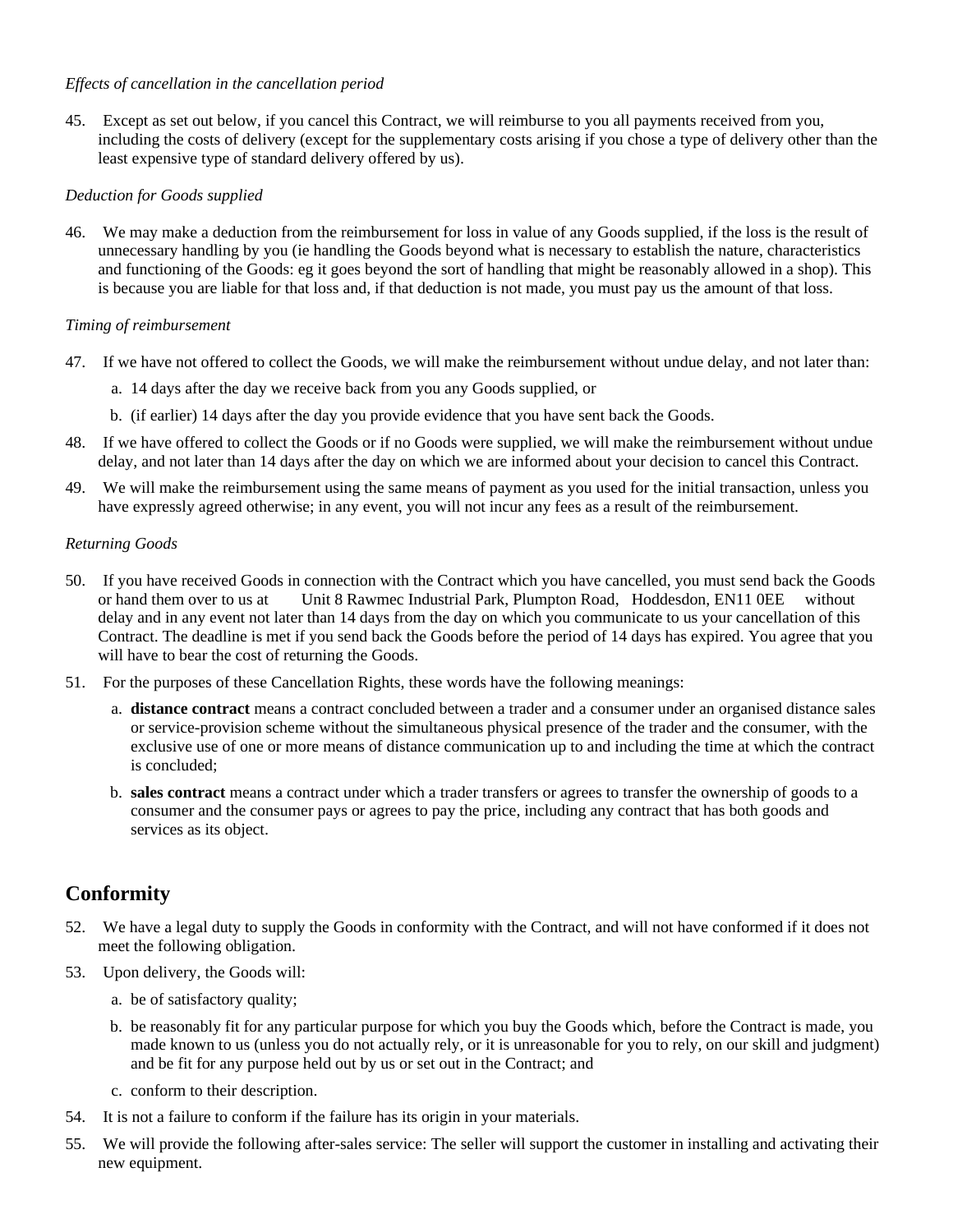*Effects of cancellation in the cancellation period*

45. Except as set out below, if you cancel this Contract, we will reimburse to you all payments received from you, including the costs of delivery (except for the supplementary costs arising if you chose a type of delivery other than the least expensive type of standard delivery offered by us).

*Deduction for Goods supplied*

46. We may make a deduction from the reimbursement for loss in value of any Goods supplied, if the loss is the result of unnecessary handling by you (ie handling the Goods beyond what is necessary to establish the nature, characteristics and functioning of the Goods: eg it goes beyond the sort of handling that might be reasonably allowed in a shop). This is because you are liable for that loss and, if that deduction is not made, you must pay us the amount of that loss.

*Timing of reimbursement*

47. If we have not offered to collect the Goods, we will make the reimbursement without undue delay, and not later than:
    a. 14 days after the day we receive back from you any Goods supplied, or
    b. (if earlier) 14 days after the day you provide evidence that you have sent back the Goods.
48. If we have offered to collect the Goods or if no Goods were supplied, we will make the reimbursement without undue delay, and not later than 14 days after the day on which we are informed about your decision to cancel this Contract.
49. We will make the reimbursement using the same means of payment as you used for the initial transaction, unless you have expressly agreed otherwise; in any event, you will not incur any fees as a result of the reimbursement.

*Returning Goods*

50. If you have received Goods in connection with the Contract which you have cancelled, you must send back the Goods or hand them over to us at Unit 8 Rawmec Industrial Park, Plumpton Road, Hoddesdon, EN11 0EE without delay and in any event not later than 14 days from the day on which you communicate to us your cancellation of this Contract. The deadline is met if you send back the Goods before the period of 14 days has expired. You agree that you will have to bear the cost of returning the Goods.
51. For the purposes of these Cancellation Rights, these words have the following meanings:
    a. **distance contract** means a contract concluded between a trader and a consumer under an organised distance sales or service-provision scheme without the simultaneous physical presence of the trader and the consumer, with the exclusive use of one or more means of distance communication up to and including the time at which the contract is concluded;
    b. **sales contract** means a contract under which a trader transfers or agrees to transfer the ownership of goods to a consumer and the consumer pays or agrees to pay the price, including any contract that has both goods and services as its object.

## Conformity

52. We have a legal duty to supply the Goods in conformity with the Contract, and will not have conformed if it does not meet the following obligation.
53. Upon delivery, the Goods will:
    a. be of satisfactory quality;
    b. be reasonably fit for any particular purpose for which you buy the Goods which, before the Contract is made, you made known to us (unless you do not actually rely, or it is unreasonable for you to rely, on our skill and judgment) and be fit for any purpose held out by us or set out in the Contract; and
    c. conform to their description.
54. It is not a failure to conform if the failure has its origin in your materials.
55. We will provide the following after-sales service: The seller will support the customer in installing and activating their new equipment.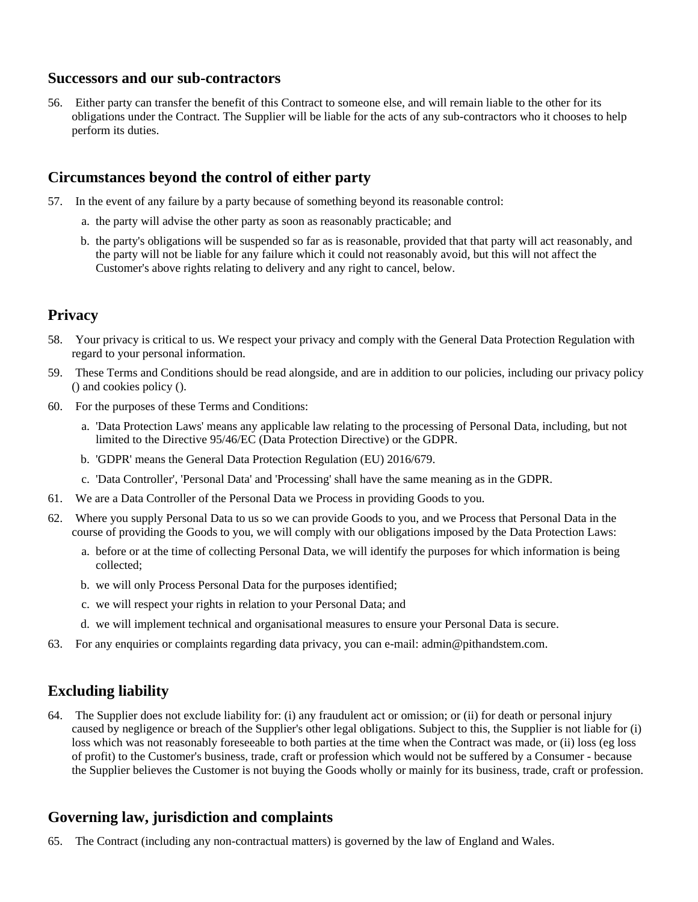## Successors and our sub-contractors

56. Either party can transfer the benefit of this Contract to someone else, and will remain liable to the other for its obligations under the Contract. The Supplier will be liable for the acts of any sub-contractors who it chooses to help perform its duties.

## Circumstances beyond the control of either party

57. In the event of any failure by a party because of something beyond its reasonable control:
    a. the party will advise the other party as soon as reasonably practicable; and
    b. the party's obligations will be suspended so far as is reasonable, provided that that party will act reasonably, and the party will not be liable for any failure which it could not reasonably avoid, but this will not affect the Customer's above rights relating to delivery and any right to cancel, below.

## Privacy

58. Your privacy is critical to us. We respect your privacy and comply with the General Data Protection Regulation with regard to your personal information.
59. These Terms and Conditions should be read alongside, and are in addition to our policies, including our privacy policy () and cookies policy ().
60. For the purposes of these Terms and Conditions:
    a. 'Data Protection Laws' means any applicable law relating to the processing of Personal Data, including, but not limited to the Directive 95/46/EC (Data Protection Directive) or the GDPR.
    b. 'GDPR' means the General Data Protection Regulation (EU) 2016/679.
    c. 'Data Controller', 'Personal Data' and 'Processing' shall have the same meaning as in the GDPR.
61. We are a Data Controller of the Personal Data we Process in providing Goods to you.
62. Where you supply Personal Data to us so we can provide Goods to you, and we Process that Personal Data in the course of providing the Goods to you, we will comply with our obligations imposed by the Data Protection Laws:
    a. before or at the time of collecting Personal Data, we will identify the purposes for which information is being collected;
    b. we will only Process Personal Data for the purposes identified;
    c. we will respect your rights in relation to your Personal Data; and
    d. we will implement technical and organisational measures to ensure your Personal Data is secure.
63. For any enquiries or complaints regarding data privacy, you can e-mail: admin@pithandstem.com.

## Excluding liability

64. The Supplier does not exclude liability for: (i) any fraudulent act or omission; or (ii) for death or personal injury caused by negligence or breach of the Supplier's other legal obligations. Subject to this, the Supplier is not liable for (i) loss which was not reasonably foreseeable to both parties at the time when the Contract was made, or (ii) loss (eg loss of profit) to the Customer's business, trade, craft or profession which would not be suffered by a Consumer - because the Supplier believes the Customer is not buying the Goods wholly or mainly for its business, trade, craft or profession.

## Governing law, jurisdiction and complaints

65. The Contract (including any non-contractual matters) is governed by the law of England and Wales.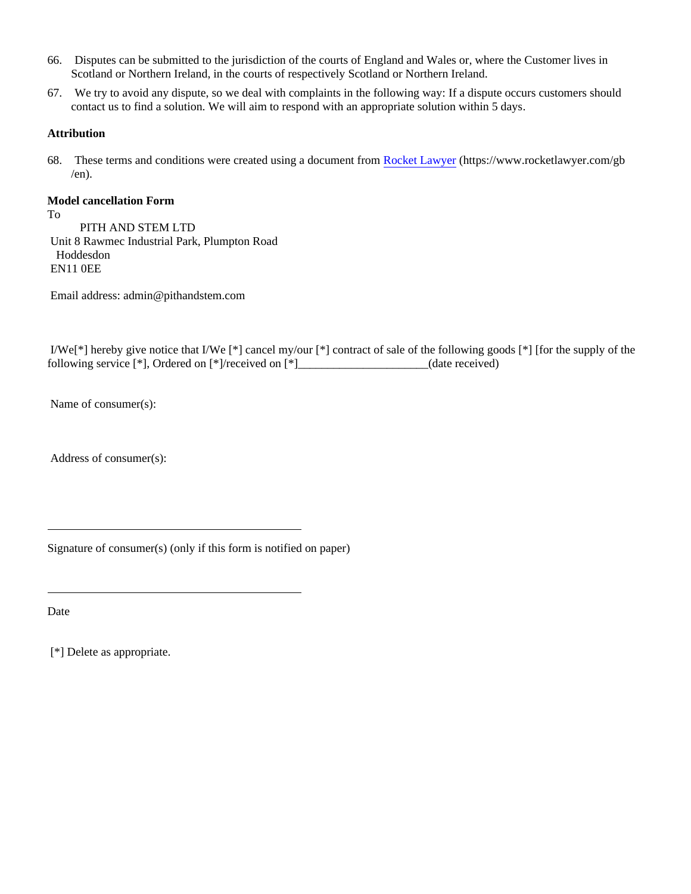66. Disputes can be submitted to the jurisdiction of the courts of England and Wales or, where the Customer lives in Scotland or Northern Ireland, in the courts of respectively Scotland or Northern Ireland.

67. We try to avoid any dispute, so we deal with complaints in the following way: If a dispute occurs customers should contact us to find a solution. We will aim to respond with an appropriate solution within 5 days.

**Attribution**

68. These terms and conditions were created using a document from [Rocket Lawyer](https://www.rocketlawyer.com/gb/en) (https://www.rocketlawyer.com/gb/en).

**Model cancellation Form**

To

PITH AND STEM LTD
Unit 8 Rawmec Industrial Park, Plumpton Road
Hoddesdon
EN11 0EE

Email address: admin@pithandstem.com

I/We[*] hereby give notice that I/We [*] cancel my/our [*] contract of sale of the following goods [*] [for the supply of the following service [*], Ordered on [*]/received on [*]______________________(date received)

Name of consumer(s):

Address of consumer(s):

_____________________________________________

Signature of consumer(s) (only if this form is notified on paper)

_____________________________________________

Date

[*] Delete as appropriate.